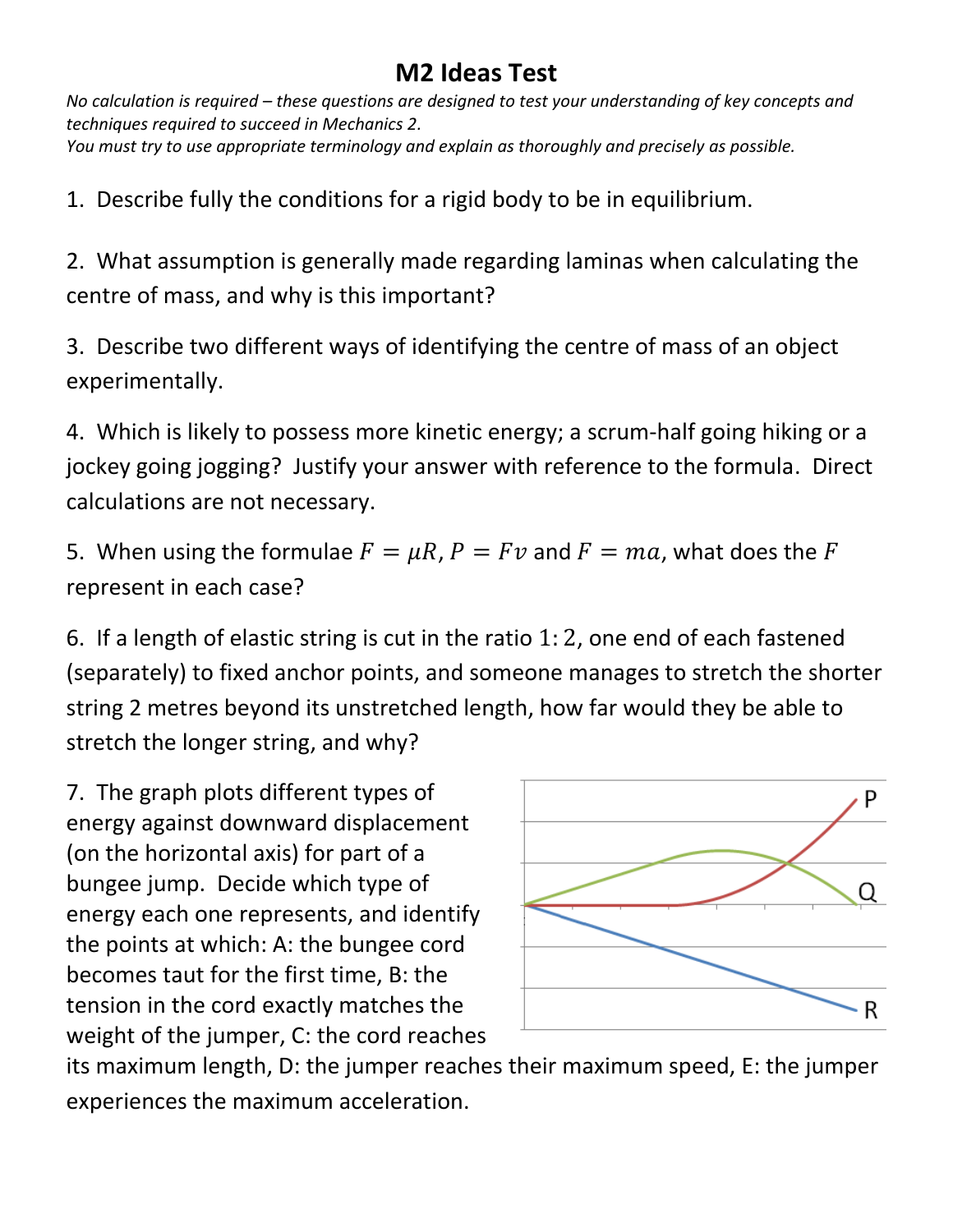# M2 Ideas Test

*No calculation is required – these questions are designed to test your understanding of key concepts and techniques required to succeed in Mechanics 2.*
*You must try to use appropriate terminology and explain as thoroughly and precisely as possible.*

1. Describe fully the conditions for a rigid body to be in equilibrium.

2. What assumption is generally made regarding laminas when calculating the centre of mass, and why is this important?

3. Describe two different ways of identifying the centre of mass of an object experimentally.

4. Which is likely to possess more kinetic energy; a scrum-half going hiking or a jockey going jogging? Justify your answer with reference to the formula. Direct calculations are not necessary.

5. When using the formulae $F = \mu R$, $P = Fv$ and $F = ma$, what does the $F$ represent in each case?

6. If a length of elastic string is cut in the ratio $1:2$, one end of each fastened (separately) to fixed anchor points, and someone manages to stretch the shorter string 2 metres beyond its unstretched length, how far would they be able to stretch the longer string, and why?

7. The graph plots different types of energy against downward displacement (on the horizontal axis) for part of a bungee jump. Decide which type of energy each one represents, and identify the points at which: A: the bungee cord becomes taut for the first time, B: the tension in the cord exactly matches the weight of the jumper, C: the cord reaches its maximum length, D: the jumper reaches their maximum speed, E: the jumper experiences the maximum acceleration.

P

Q

R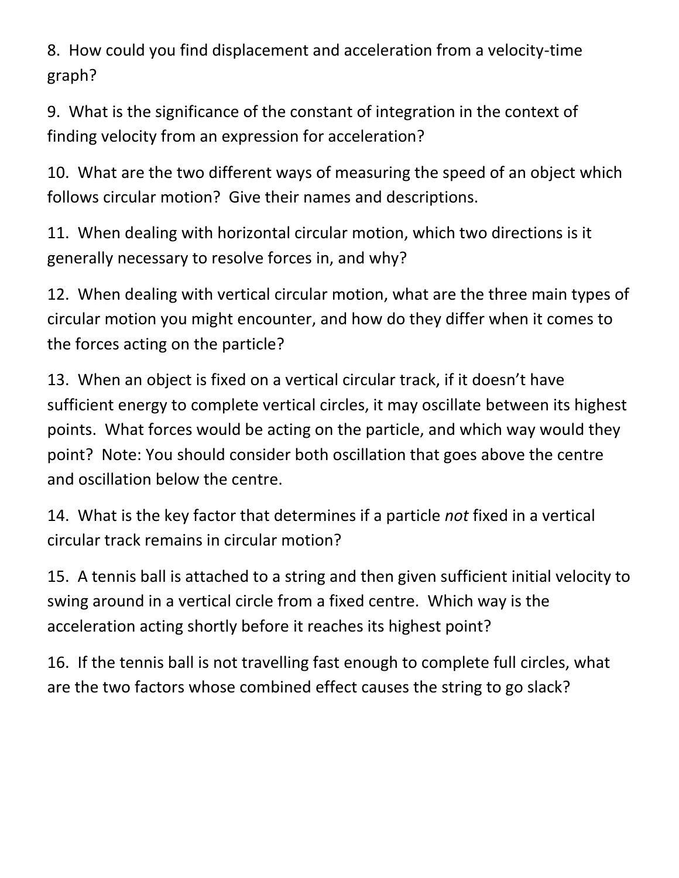8. How could you find displacement and acceleration from a velocity-time graph?

9. What is the significance of the constant of integration in the context of finding velocity from an expression for acceleration?

10. What are the two different ways of measuring the speed of an object which follows circular motion? Give their names and descriptions.

11. When dealing with horizontal circular motion, which two directions is it generally necessary to resolve forces in, and why?

12. When dealing with vertical circular motion, what are the three main types of circular motion you might encounter, and how do they differ when it comes to the forces acting on the particle?

13. When an object is fixed on a vertical circular track, if it doesn't have sufficient energy to complete vertical circles, it may oscillate between its highest points. What forces would be acting on the particle, and which way would they point? Note: You should consider both oscillation that goes above the centre and oscillation below the centre.

14. What is the key factor that determines if a particle *not* fixed in a vertical circular track remains in circular motion?

15. A tennis ball is attached to a string and then given sufficient initial velocity to swing around in a vertical circle from a fixed centre. Which way is the acceleration acting shortly before it reaches its highest point?

16. If the tennis ball is not travelling fast enough to complete full circles, what are the two factors whose combined effect causes the string to go slack?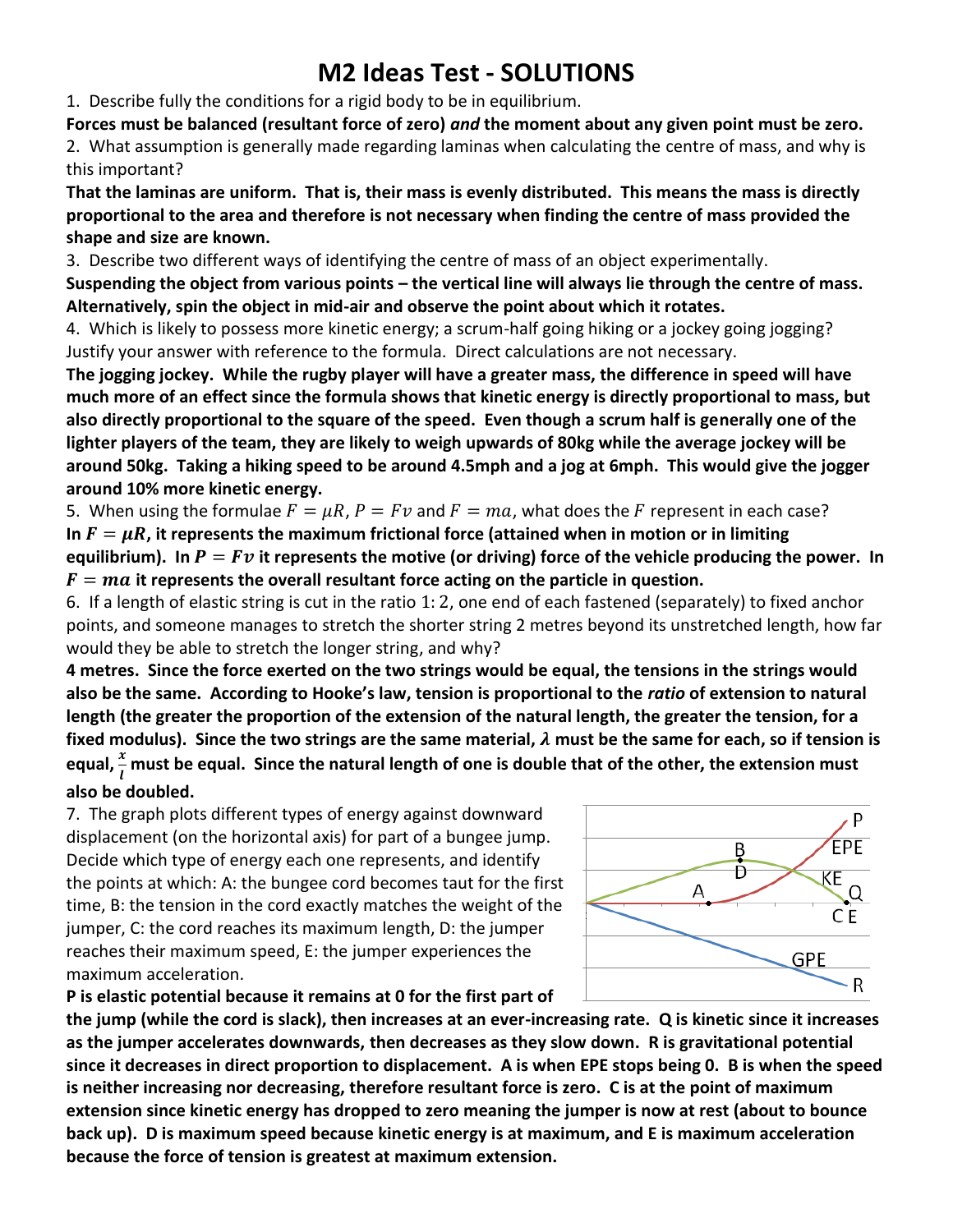# M2 Ideas Test - SOLUTIONS

1. Describe fully the conditions for a rigid body to be in equilibrium.

**Forces must be balanced (resultant force of zero) *and* the moment about any given point must be zero.**

2. What assumption is generally made regarding laminas when calculating the centre of mass, and why is this important?

**That the laminas are uniform. That is, their mass is evenly distributed. This means the mass is directly proportional to the area and therefore is not necessary when finding the centre of mass provided the shape and size are known.**

3. Describe two different ways of identifying the centre of mass of an object experimentally.

**Suspending the object from various points – the vertical line will always lie through the centre of mass. Alternatively, spin the object in mid-air and observe the point about which it rotates.**

4. Which is likely to possess more kinetic energy; a scrum-half going hiking or a jockey going jogging? Justify your answer with reference to the formula. Direct calculations are not necessary.

**The jogging jockey. While the rugby player will have a greater mass, the difference in speed will have much more of an effect since the formula shows that kinetic energy is directly proportional to mass, but also directly proportional to the square of the speed. Even though a scrum half is generally one of the lighter players of the team, they are likely to weigh upwards of 80kg while the average jockey will be around 50kg. Taking a hiking speed to be around 4.5mph and a jog at 6mph. This would give the jogger around 10% more kinetic energy.**

5. When using the formulae $F = \mu R$, $P = Fv$ and $F = ma$, what does the $F$ represent in each case?

**In $F = \mu R$, it represents the maximum frictional force (attained when in motion or in limiting equilibrium). In $P = Fv$ it represents the motive (or driving) force of the vehicle producing the power. In $F = ma$ it represents the overall resultant force acting on the particle in question.**

6. If a length of elastic string is cut in the ratio 1: 2, one end of each fastened (separately) to fixed anchor points, and someone manages to stretch the shorter string 2 metres beyond its unstretched length, how far would they be able to stretch the longer string, and why?

**4 metres. Since the force exerted on the two strings would be equal, the tensions in the strings would also be the same. According to Hooke's law, tension is proportional to the *ratio* of extension to natural length (the greater the proportion of the extension of the natural length, the greater the tension, for a fixed modulus). Since the two strings are the same material, $\lambda$ must be the same for each, so if tension is equal, $\frac{x}{l}$ must be equal. Since the natural length of one is double that of the other, the extension must also be doubled.**

7. The graph plots different types of energy against downward displacement (on the horizontal axis) for part of a bungee jump. Decide which type of energy each one represents, and identify the points at which: A: the bungee cord becomes taut for the first time, B: the tension in the cord exactly matches the weight of the jumper, C: the cord reaches its maximum length, D: the jumper reaches their maximum speed, E: the jumper experiences the maximum acceleration.

P
EPE
B
D
KE
A
Q
C E
GPE
R

**P is elastic potential because it remains at 0 for the first part of the jump (while the cord is slack), then increases at an ever-increasing rate. Q is kinetic since it increases as the jumper accelerates downwards, then decreases as they slow down. R is gravitational potential since it decreases in direct proportion to displacement. A is when EPE stops being 0. B is when the speed is neither increasing nor decreasing, therefore resultant force is zero. C is at the point of maximum extension since kinetic energy has dropped to zero meaning the jumper is now at rest (about to bounce back up). D is maximum speed because kinetic energy is at maximum, and E is maximum acceleration because the force of tension is greatest at maximum extension.**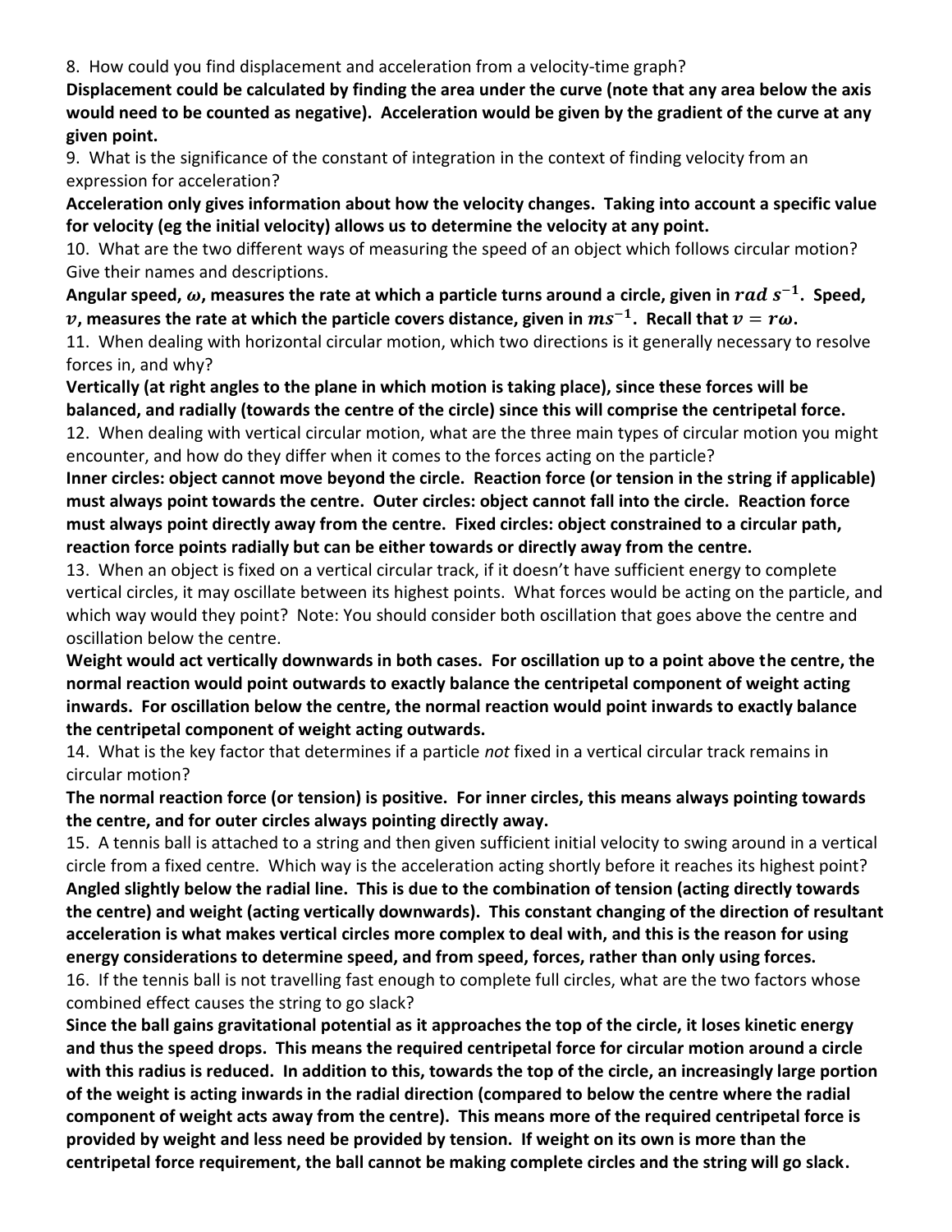8. How could you find displacement and acceleration from a velocity-time graph?

**Displacement could be calculated by finding the area under the curve (note that any area below the axis would need to be counted as negative). Acceleration would be given by the gradient of the curve at any given point.**

9. What is the significance of the constant of integration in the context of finding velocity from an expression for acceleration?

**Acceleration only gives information about how the velocity changes. Taking into account a specific value for velocity (eg the initial velocity) allows us to determine the velocity at any point.**

10. What are the two different ways of measuring the speed of an object which follows circular motion? Give their names and descriptions.

**Angular speed, $\omega$, measures the rate at which a particle turns around a circle, given in $rad\ s^{-1}$. Speed, $v$, measures the rate at which the particle covers distance, given in $ms^{-1}$. Recall that $v = r\omega$.**

11. When dealing with horizontal circular motion, which two directions is it generally necessary to resolve forces in, and why?

**Vertically (at right angles to the plane in which motion is taking place), since these forces will be balanced, and radially (towards the centre of the circle) since this will comprise the centripetal force.**

12. When dealing with vertical circular motion, what are the three main types of circular motion you might encounter, and how do they differ when it comes to the forces acting on the particle?

**Inner circles: object cannot move beyond the circle. Reaction force (or tension in the string if applicable) must always point towards the centre. Outer circles: object cannot fall into the circle. Reaction force must always point directly away from the centre. Fixed circles: object constrained to a circular path, reaction force points radially but can be either towards or directly away from the centre.**

13. When an object is fixed on a vertical circular track, if it doesn't have sufficient energy to complete vertical circles, it may oscillate between its highest points. What forces would be acting on the particle, and which way would they point? Note: You should consider both oscillation that goes above the centre and oscillation below the centre.

**Weight would act vertically downwards in both cases. For oscillation up to a point above the centre, the normal reaction would point outwards to exactly balance the centripetal component of weight acting inwards. For oscillation below the centre, the normal reaction would point inwards to exactly balance the centripetal component of weight acting outwards.**

14. What is the key factor that determines if a particle *not* fixed in a vertical circular track remains in circular motion?

**The normal reaction force (or tension) is positive. For inner circles, this means always pointing towards the centre, and for outer circles always pointing directly away.**

15. A tennis ball is attached to a string and then given sufficient initial velocity to swing around in a vertical circle from a fixed centre. Which way is the acceleration acting shortly before it reaches its highest point?

**Angled slightly below the radial line. This is due to the combination of tension (acting directly towards the centre) and weight (acting vertically downwards). This constant changing of the direction of resultant acceleration is what makes vertical circles more complex to deal with, and this is the reason for using energy considerations to determine speed, and from speed, forces, rather than only using forces.**

16. If the tennis ball is not travelling fast enough to complete full circles, what are the two factors whose combined effect causes the string to go slack?

**Since the ball gains gravitational potential as it approaches the top of the circle, it loses kinetic energy and thus the speed drops. This means the required centripetal force for circular motion around a circle with this radius is reduced. In addition to this, towards the top of the circle, an increasingly large portion of the weight is acting inwards in the radial direction (compared to below the centre where the radial component of weight acts away from the centre). This means more of the required centripetal force is provided by weight and less need be provided by tension. If weight on its own is more than the centripetal force requirement, the ball cannot be making complete circles and the string will go slack.**